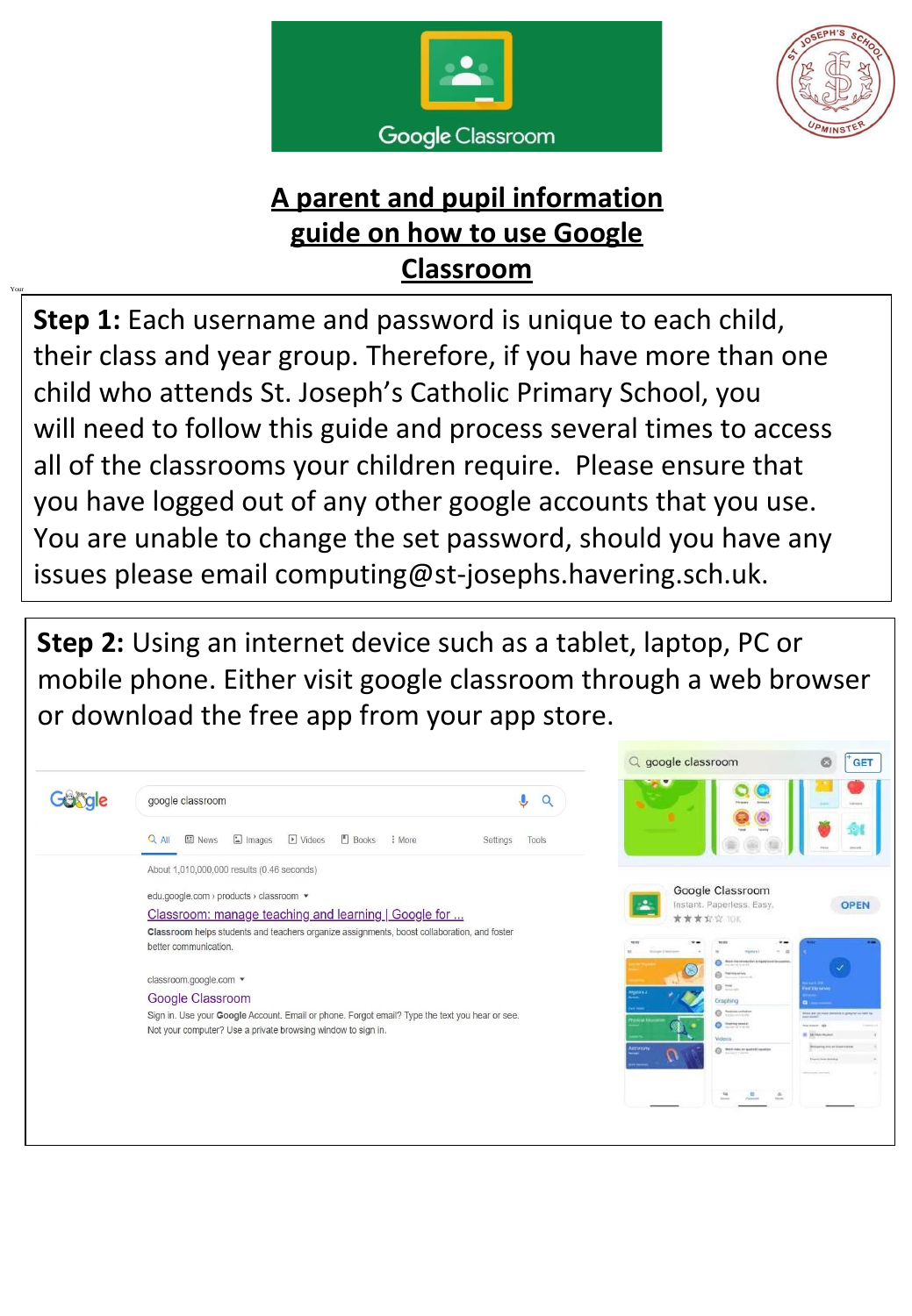# A parent and pupil information guide on how to use Google Classroom

**Step 1:** Each username and password is unique to each child, their class and year group. Therefore, if you have more than one child who attends St. Joseph's Catholic Primary School, you will need to follow this guide and process several times to access all of the classrooms your children require. Please ensure that you have logged out of any other google accounts that you use. You are unable to change the set password, should you have any issues please email computing@st-josephs.havering.sch.uk.

**Step 2:** Using an internet device such as a tablet, laptop, PC or mobile phone. Either visit google classroom through a web browser or download the free app from your app store.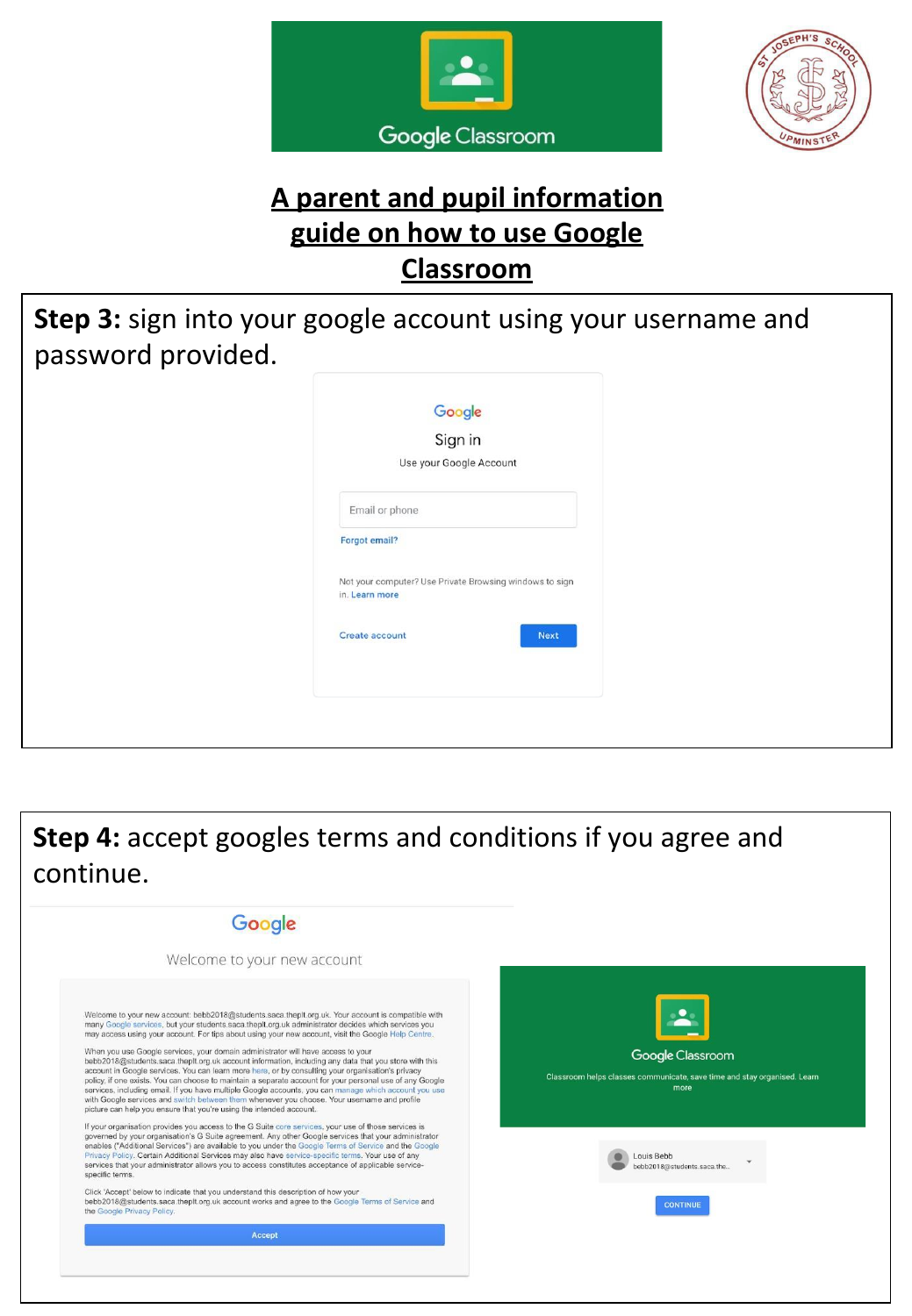# A parent and pupil information guide on how to use Google Classroom

**Step 3:** sign into your google account using your username and password provided.

**Step 4:** accept googles terms and conditions if you agree and continue.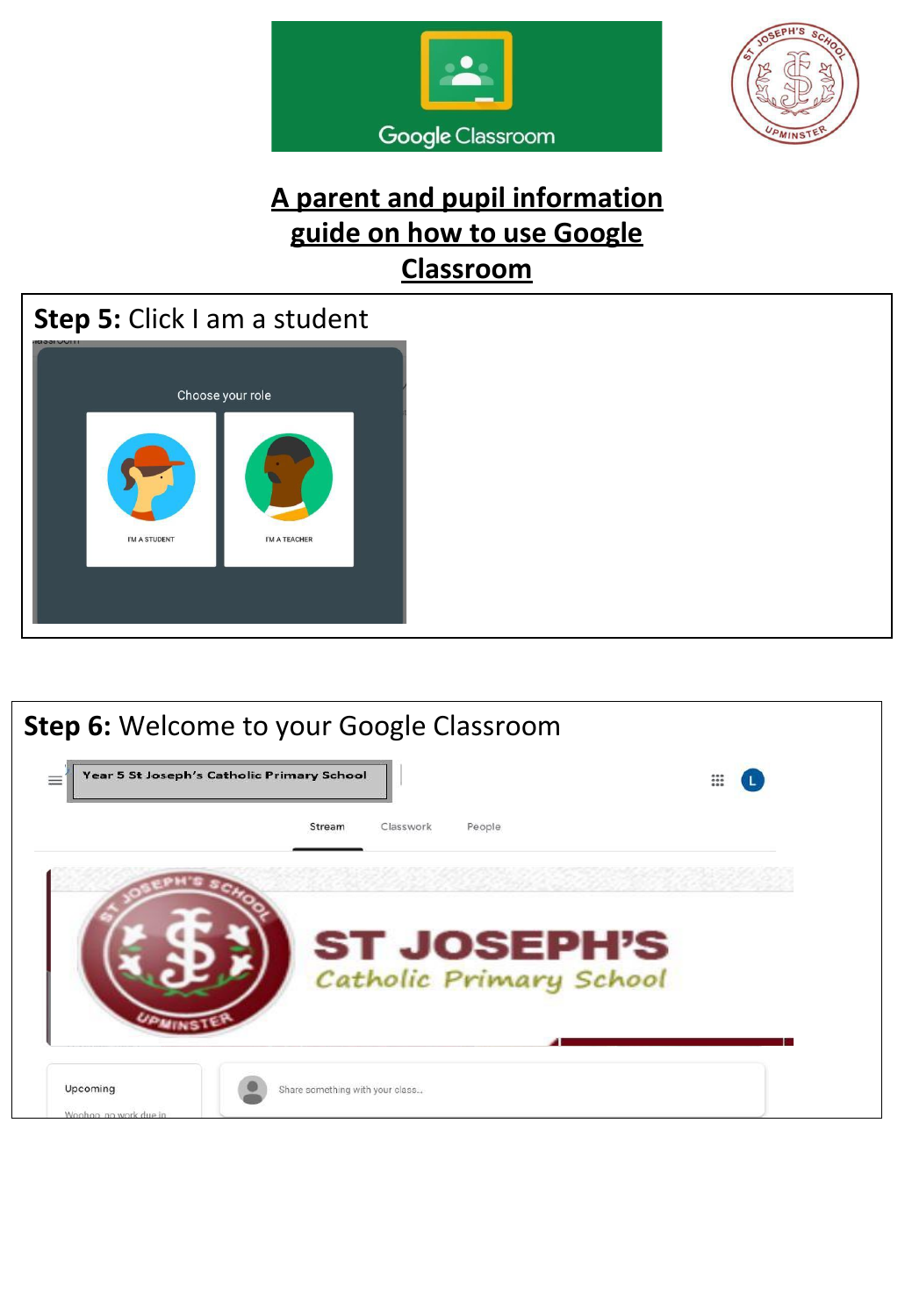# A parent and pupil information guide on how to use Google Classroom

**Step 5:** Click I am a student

**Step 6:** Welcome to your Google Classroom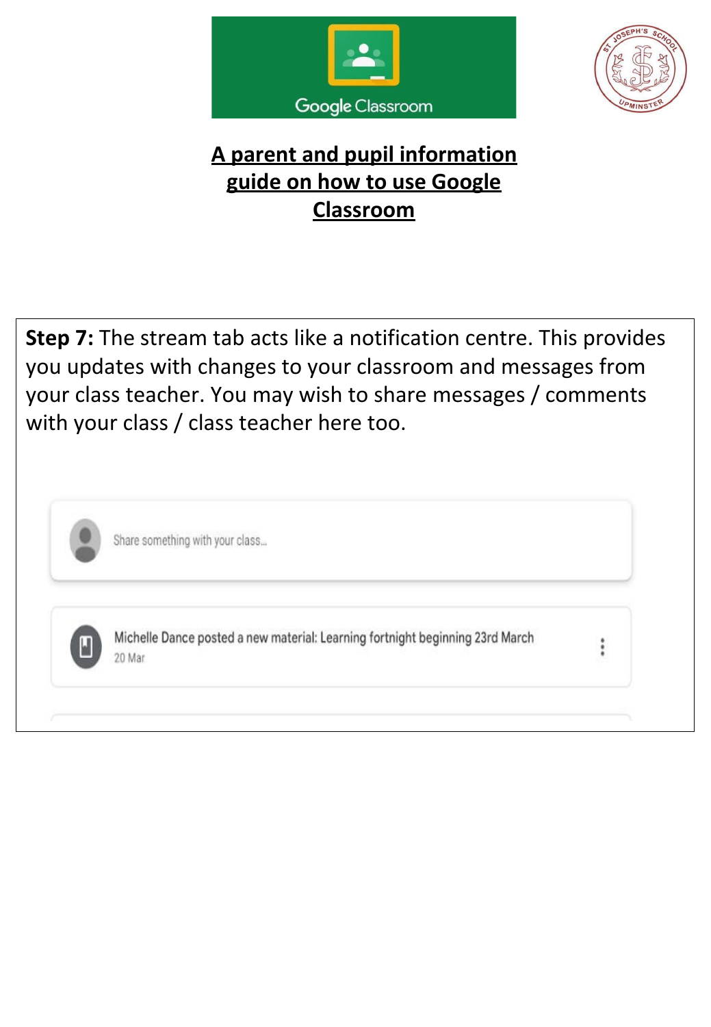# A parent and pupil information guide on how to use Google Classroom

**Step 7:** The stream tab acts like a notification centre. This provides you updates with changes to your classroom and messages from your class teacher. You may wish to share messages / comments with your class / class teacher here too.

Share something with your class...

Michelle Dance posted a new material: Learning fortnight beginning 23rd March
20 Mar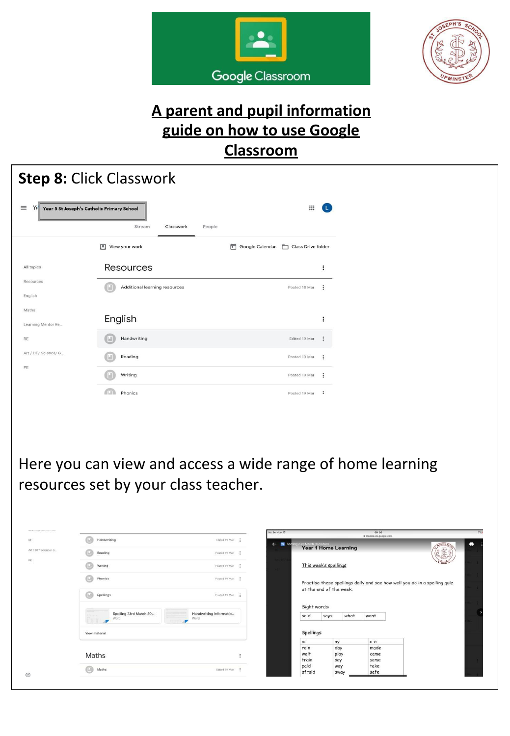# A parent and pupil information guide on how to use Google Classroom

**Step 8:** Click Classwork

Here you can view and access a wide range of home learning resources set by your class teacher.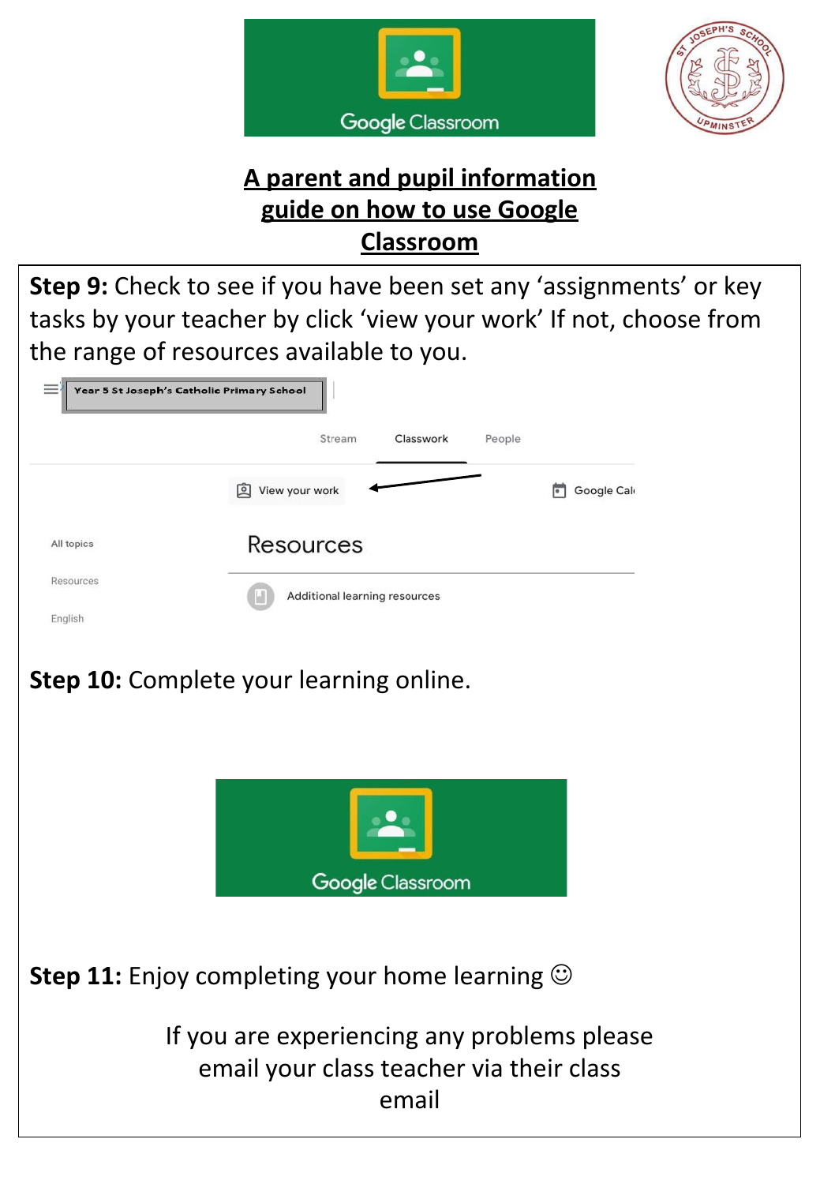# A parent and pupil information guide on how to use Google Classroom

**Step 9:** Check to see if you have been set any 'assignments' or key tasks by your teacher by click 'view your work' If not, choose from the range of resources available to you.

Year 5 St Joseph's Catholic Primary School

Stream Classwork People

View your work

Google Cal

All topics

Resources

English

Resources

Additional learning resources

**Step 10:** Complete your learning online.

**Step 11:** Enjoy completing your home learning ☺

If you are experiencing any problems please email your class teacher via their class email